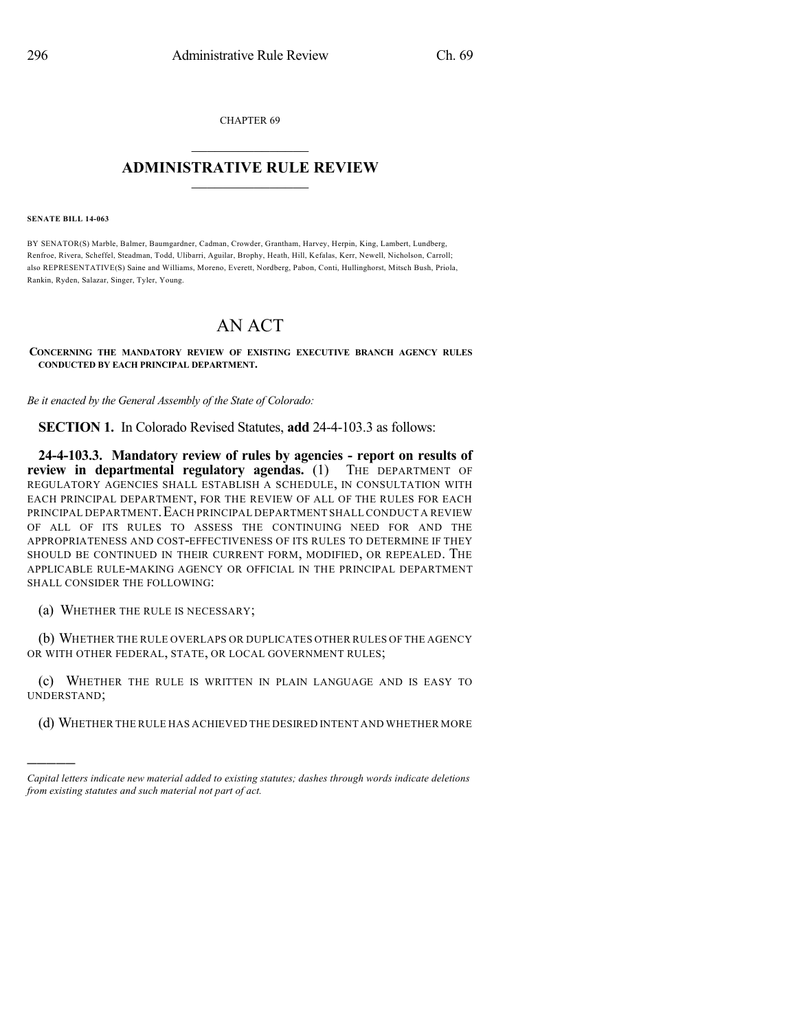CHAPTER 69

# ADMINISTRATIVE RULE REVIEW

**SENATE BILL 14-063**

BY SENATOR(S) Marble, Balmer, Baumgardner, Cadman, Crowder, Grantham, Harvey, Herpin, King, Lambert, Lundberg, Renfroe, Rivera, Scheffel, Steadman, Todd, Ulibarri, Aguilar, Brophy, Heath, Hill, Kefalas, Kerr, Newell, Nicholson, Carroll; also REPRESENTATIVE(S) Saine and Williams, Moreno, Everett, Nordberg, Pabon, Conti, Hullinghorst, Mitsch Bush, Priola, Rankin, Ryden, Salazar, Singer, Tyler, Young.

# AN ACT

**CONCERNING THE MANDATORY REVIEW OF EXISTING EXECUTIVE BRANCH AGENCY RULES CONDUCTED BY EACH PRINCIPAL DEPARTMENT.**

*Be it enacted by the General Assembly of the State of Colorado:*

**SECTION 1.** In Colorado Revised Statutes, **add** 24-4-103.3 as follows:

**24-4-103.3. Mandatory review of rules by agencies - report on results of review in departmental regulatory agendas.** (1) THE DEPARTMENT OF REGULATORY AGENCIES SHALL ESTABLISH A SCHEDULE, IN CONSULTATION WITH EACH PRINCIPAL DEPARTMENT, FOR THE REVIEW OF ALL OF THE RULES FOR EACH PRINCIPAL DEPARTMENT. EACH PRINCIPAL DEPARTMENT SHALL CONDUCT A REVIEW OF ALL OF ITS RULES TO ASSESS THE CONTINUING NEED FOR AND THE APPROPRIATENESS AND COST-EFFECTIVENESS OF ITS RULES TO DETERMINE IF THEY SHOULD BE CONTINUED IN THEIR CURRENT FORM, MODIFIED, OR REPEALED. THE APPLICABLE RULE-MAKING AGENCY OR OFFICIAL IN THE PRINCIPAL DEPARTMENT SHALL CONSIDER THE FOLLOWING:

(a) WHETHER THE RULE IS NECESSARY;

(b) WHETHER THE RULE OVERLAPS OR DUPLICATES OTHER RULES OF THE AGENCY OR WITH OTHER FEDERAL, STATE, OR LOCAL GOVERNMENT RULES;

(c) WHETHER THE RULE IS WRITTEN IN PLAIN LANGUAGE AND IS EASY TO UNDERSTAND;

(d) WHETHER THE RULE HAS ACHIEVED THE DESIRED INTENT AND WHETHER MORE

---

*Capital letters indicate new material added to existing statutes; dashes through words indicate deletions from existing statutes and such material not part of act.*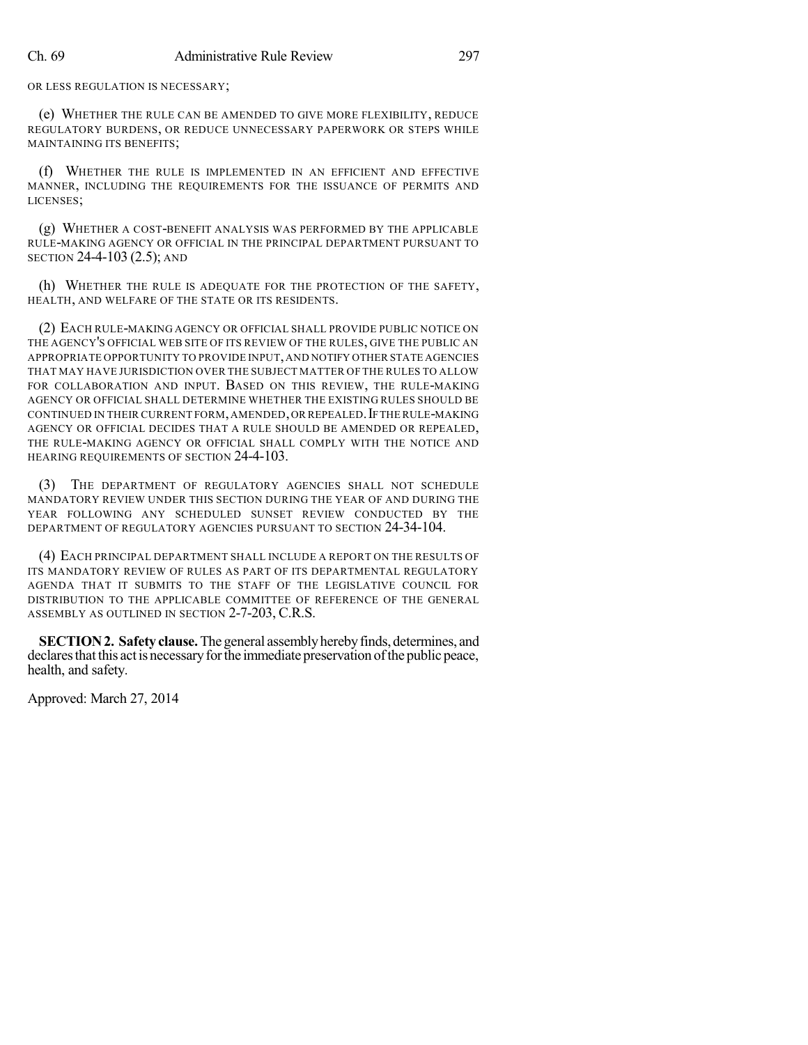OR LESS REGULATION IS NECESSARY;

(e) WHETHER THE RULE CAN BE AMENDED TO GIVE MORE FLEXIBILITY, REDUCE REGULATORY BURDENS, OR REDUCE UNNECESSARY PAPERWORK OR STEPS WHILE MAINTAINING ITS BENEFITS;

(f) WHETHER THE RULE IS IMPLEMENTED IN AN EFFICIENT AND EFFECTIVE MANNER, INCLUDING THE REQUIREMENTS FOR THE ISSUANCE OF PERMITS AND LICENSES;

(g) WHETHER A COST-BENEFIT ANALYSIS WAS PERFORMED BY THE APPLICABLE RULE-MAKING AGENCY OR OFFICIAL IN THE PRINCIPAL DEPARTMENT PURSUANT TO SECTION 24-4-103 (2.5); AND

(h) WHETHER THE RULE IS ADEQUATE FOR THE PROTECTION OF THE SAFETY, HEALTH, AND WELFARE OF THE STATE OR ITS RESIDENTS.

(2) EACH RULE-MAKING AGENCY OR OFFICIAL SHALL PROVIDE PUBLIC NOTICE ON THE AGENCY'S OFFICIAL WEB SITE OF ITS REVIEW OF THE RULES, GIVE THE PUBLIC AN APPROPRIATE OPPORTUNITY TO PROVIDE INPUT, AND NOTIFY OTHER STATE AGENCIES THAT MAY HAVE JURISDICTION OVER THE SUBJECT MATTER OF THE RULES TO ALLOW FOR COLLABORATION AND INPUT. BASED ON THIS REVIEW, THE RULE-MAKING AGENCY OR OFFICIAL SHALL DETERMINE WHETHER THE EXISTING RULES SHOULD BE CONTINUED IN THEIR CURRENT FORM, AMENDED, OR REPEALED. IF THE RULE-MAKING AGENCY OR OFFICIAL DECIDES THAT A RULE SHOULD BE AMENDED OR REPEALED, THE RULE-MAKING AGENCY OR OFFICIAL SHALL COMPLY WITH THE NOTICE AND HEARING REQUIREMENTS OF SECTION 24-4-103.

(3) THE DEPARTMENT OF REGULATORY AGENCIES SHALL NOT SCHEDULE MANDATORY REVIEW UNDER THIS SECTION DURING THE YEAR OF AND DURING THE YEAR FOLLOWING ANY SCHEDULED SUNSET REVIEW CONDUCTED BY THE DEPARTMENT OF REGULATORY AGENCIES PURSUANT TO SECTION 24-34-104.

(4) EACH PRINCIPAL DEPARTMENT SHALL INCLUDE A REPORT ON THE RESULTS OF ITS MANDATORY REVIEW OF RULES AS PART OF ITS DEPARTMENTAL REGULATORY AGENDA THAT IT SUBMITS TO THE STAFF OF THE LEGISLATIVE COUNCIL FOR DISTRIBUTION TO THE APPLICABLE COMMITTEE OF REFERENCE OF THE GENERAL ASSEMBLY AS OUTLINED IN SECTION 2-7-203, C.R.S.

**SECTION 2. Safety clause.** The general assembly hereby finds, determines, and declares that this act is necessary for the immediate preservation of the public peace, health, and safety.

Approved: March 27, 2014